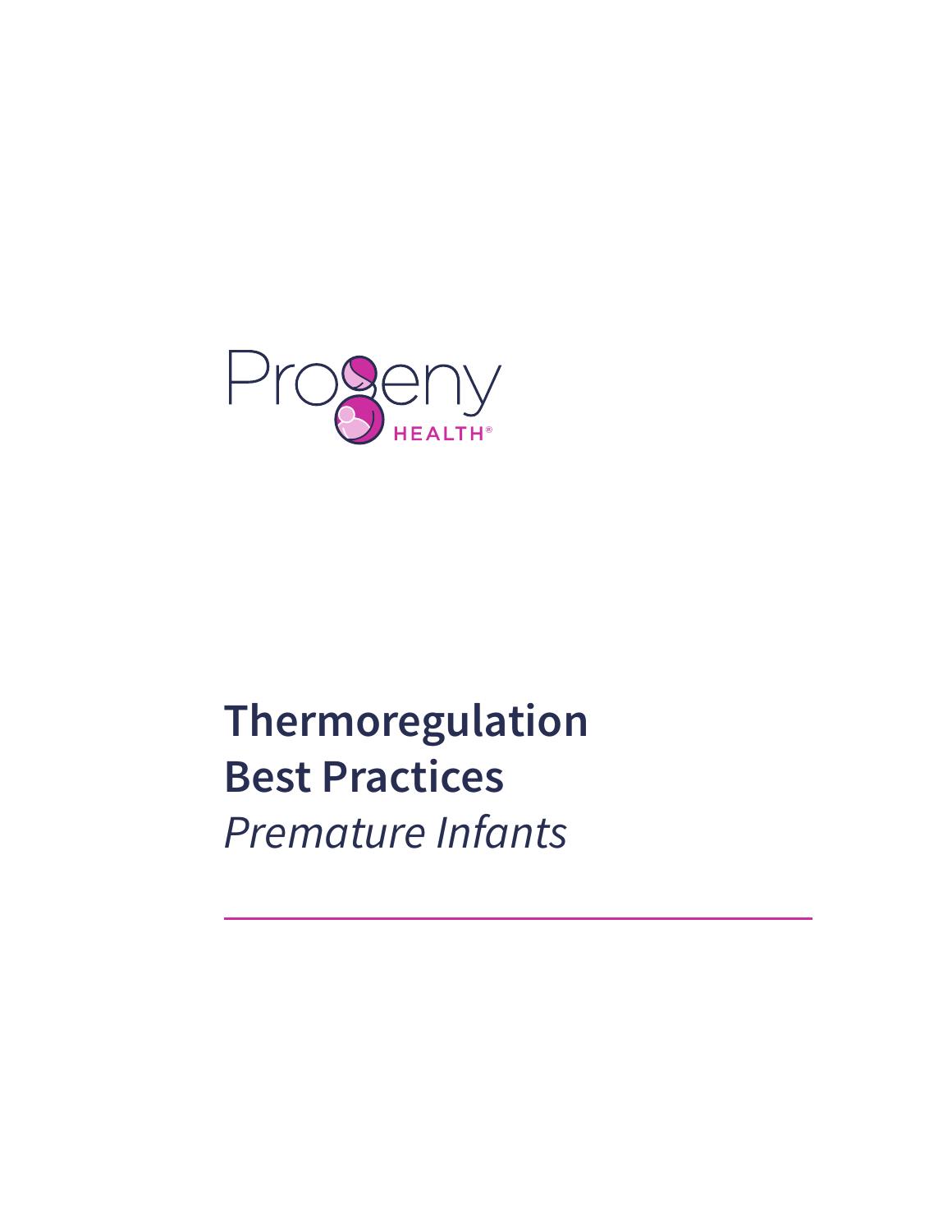Progeny HEALTH®

# Thermoregulation Best Practices

*Premature Infants*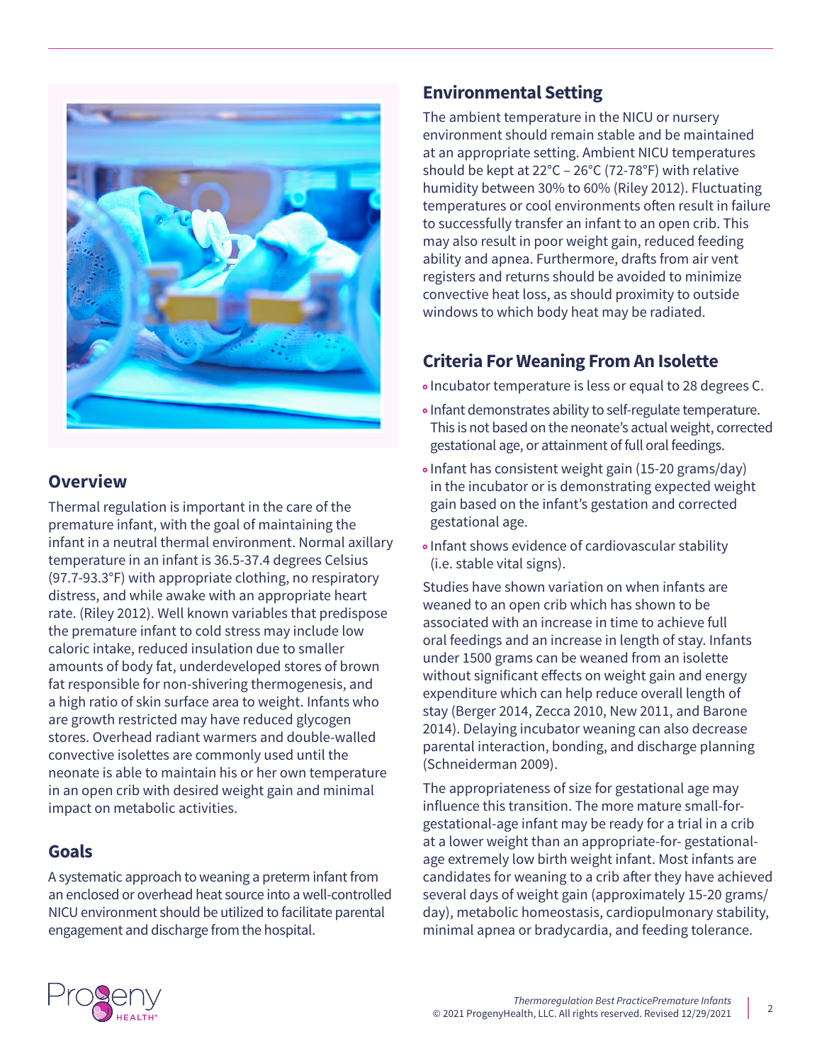## Overview

Thermal regulation is important in the care of the premature infant, with the goal of maintaining the infant in a neutral thermal environment. Normal axillary temperature in an infant is 36.5-37.4 degrees Celsius (97.7-93.3°F) with appropriate clothing, no respiratory distress, and while awake with an appropriate heart rate. (Riley 2012). Well known variables that predispose the premature infant to cold stress may include low caloric intake, reduced insulation due to smaller amounts of body fat, underdeveloped stores of brown fat responsible for non-shivering thermogenesis, and a high ratio of skin surface area to weight. Infants who are growth restricted may have reduced glycogen stores. Overhead radiant warmers and double-walled convective isolettes are commonly used until the neonate is able to maintain his or her own temperature in an open crib with desired weight gain and minimal impact on metabolic activities.

## Goals

A systematic approach to weaning a preterm infant from an enclosed or overhead heat source into a well-controlled NICU environment should be utilized to facilitate parental engagement and discharge from the hospital.

## Environmental Setting

The ambient temperature in the NICU or nursery environment should remain stable and be maintained at an appropriate setting. Ambient NICU temperatures should be kept at 22°C – 26°C (72-78°F) with relative humidity between 30% to 60% (Riley 2012). Fluctuating temperatures or cool environments often result in failure to successfully transfer an infant to an open crib. This may also result in poor weight gain, reduced feeding ability and apnea. Furthermore, drafts from air vent registers and returns should be avoided to minimize convective heat loss, as should proximity to outside windows to which body heat may be radiated.

## Criteria For Weaning From An Isolette

- Incubator temperature is less or equal to 28 degrees C.
- Infant demonstrates ability to self-regulate temperature. This is not based on the neonate's actual weight, corrected gestational age, or attainment of full oral feedings.
- Infant has consistent weight gain (15-20 grams/day) in the incubator or is demonstrating expected weight gain based on the infant's gestation and corrected gestational age.
- Infant shows evidence of cardiovascular stability (i.e. stable vital signs).

Studies have shown variation on when infants are weaned to an open crib which has shown to be associated with an increase in time to achieve full oral feedings and an increase in length of stay. Infants under 1500 grams can be weaned from an isolette without significant effects on weight gain and energy expenditure which can help reduce overall length of stay (Berger 2014, Zecca 2010, New 2011, and Barone 2014). Delaying incubator weaning can also decrease parental interaction, bonding, and discharge planning (Schneiderman 2009).

The appropriateness of size for gestational age may influence this transition. The more mature small-for-gestational-age infant may be ready for a trial in a crib at a lower weight than an appropriate-for- gestational-age extremely low birth weight infant. Most infants are candidates for weaning to a crib after they have achieved several days of weight gain (approximately 15-20 grams/day), metabolic homeostasis, cardiopulmonary stability, minimal apnea or bradycardia, and feeding tolerance.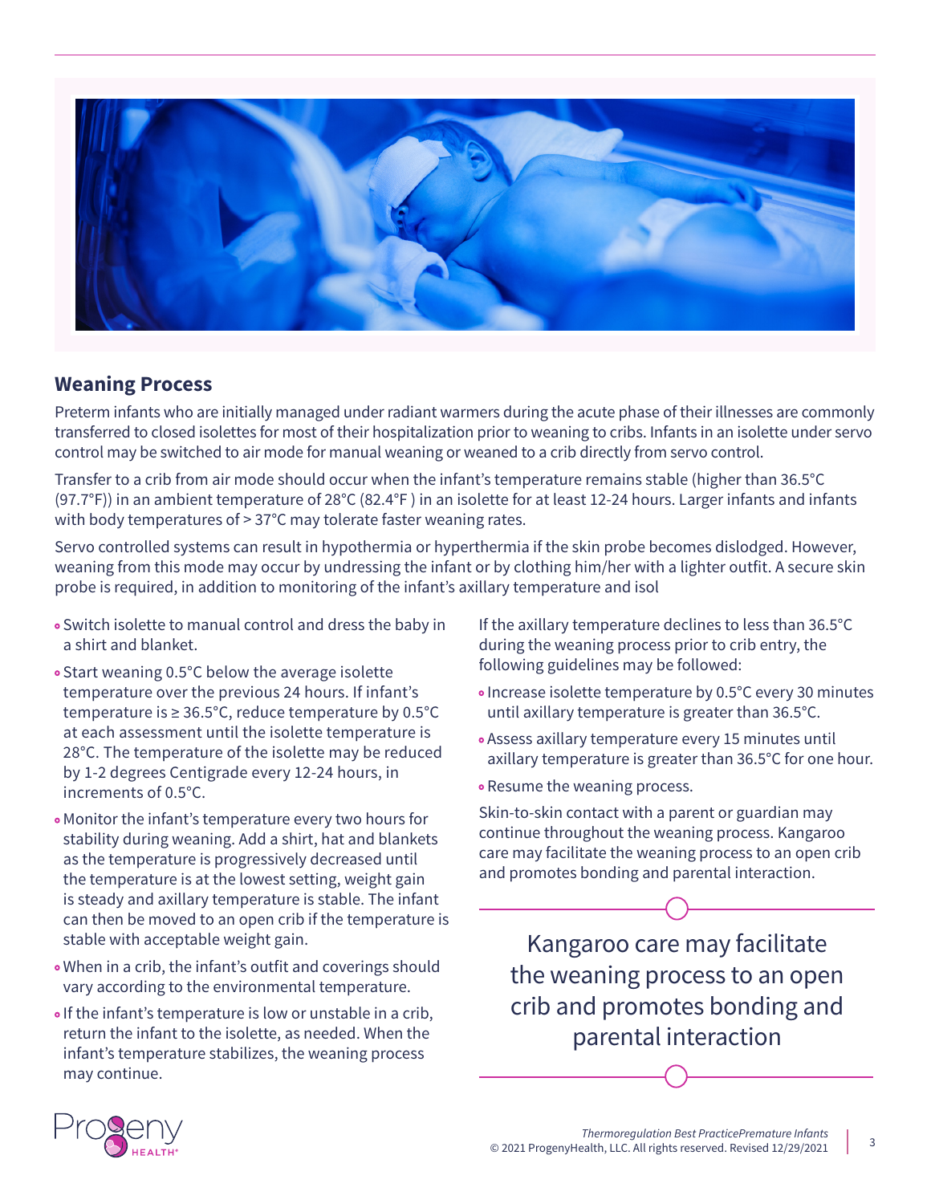## Weaning Process

Preterm infants who are initially managed under radiant warmers during the acute phase of their illnesses are commonly transferred to closed isolettes for most of their hospitalization prior to weaning to cribs. Infants in an isolette under servo control may be switched to air mode for manual weaning or weaned to a crib directly from servo control.

Transfer to a crib from air mode should occur when the infant's temperature remains stable (higher than 36.5°C (97.7°F)) in an ambient temperature of 28°C (82.4°F ) in an isolette for at least 12-24 hours. Larger infants and infants with body temperatures of > 37°C may tolerate faster weaning rates.

Servo controlled systems can result in hypothermia or hyperthermia if the skin probe becomes dislodged. However, weaning from this mode may occur by undressing the infant or by clothing him/her with a lighter outfit. A secure skin probe is required, in addition to monitoring of the infant's axillary temperature and isol

- Switch isolette to manual control and dress the baby in a shirt and blanket.
- Start weaning 0.5°C below the average isolette temperature over the previous 24 hours. If infant's temperature is ≥ 36.5°C, reduce temperature by 0.5°C at each assessment until the isolette temperature is 28°C. The temperature of the isolette may be reduced by 1-2 degrees Centigrade every 12-24 hours, in increments of 0.5°C.
- Monitor the infant's temperature every two hours for stability during weaning. Add a shirt, hat and blankets as the temperature is progressively decreased until the temperature is at the lowest setting, weight gain is steady and axillary temperature is stable. The infant can then be moved to an open crib if the temperature is stable with acceptable weight gain.
- When in a crib, the infant's outfit and coverings should vary according to the environmental temperature.
- If the infant's temperature is low or unstable in a crib, return the infant to the isolette, as needed. When the infant's temperature stabilizes, the weaning process may continue.

If the axillary temperature declines to less than 36.5°C during the weaning process prior to crib entry, the following guidelines may be followed:

- Increase isolette temperature by 0.5°C every 30 minutes until axillary temperature is greater than 36.5°C.
- Assess axillary temperature every 15 minutes until axillary temperature is greater than 36.5°C for one hour.
- Resume the weaning process.

Skin-to-skin contact with a parent or guardian may continue throughout the weaning process. Kangaroo care may facilitate the weaning process to an open crib and promotes bonding and parental interaction.

> Kangaroo care may facilitate the weaning process to an open crib and promotes bonding and parental interaction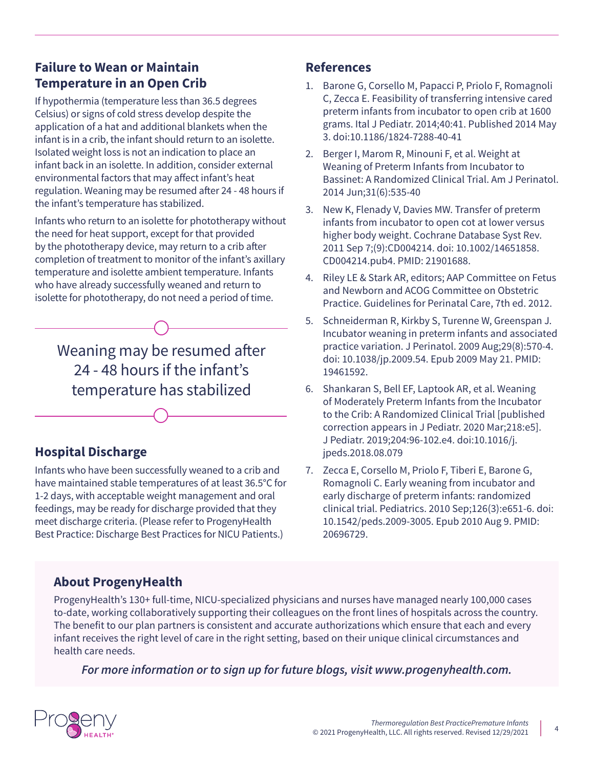## Failure to Wean or Maintain Temperature in an Open Crib

If hypothermia (temperature less than 36.5 degrees Celsius) or signs of cold stress develop despite the application of a hat and additional blankets when the infant is in a crib, the infant should return to an isolette. Isolated weight loss is not an indication to place an infant back in an isolette. In addition, consider external environmental factors that may affect infant's heat regulation. Weaning may be resumed after 24 - 48 hours if the infant's temperature has stabilized.

Infants who return to an isolette for phototherapy without the need for heat support, except for that provided by the phototherapy device, may return to a crib after completion of treatment to monitor of the infant's axillary temperature and isolette ambient temperature. Infants who have already successfully weaned and return to isolette for phototherapy, do not need a period of time.

Weaning may be resumed after 24 - 48 hours if the infant's temperature has stabilized

## Hospital Discharge

Infants who have been successfully weaned to a crib and have maintained stable temperatures of at least 36.5°C for 1-2 days, with acceptable weight management and oral feedings, may be ready for discharge provided that they meet discharge criteria. (Please refer to ProgenyHealth Best Practice: Discharge Best Practices for NICU Patients.)

## References

1. Barone G, Corsello M, Papacci P, Priolo F, Romagnoli C, Zecca E. Feasibility of transferring intensive cared preterm infants from incubator to open crib at 1600 grams. Ital J Pediatr. 2014;40:41. Published 2014 May 3. doi:10.1186/1824-7288-40-41
2. Berger I, Marom R, Minouni F, et al. Weight at Weaning of Preterm Infants from Incubator to Bassinet: A Randomized Clinical Trial. Am J Perinatol. 2014 Jun;31(6):535-40
3. New K, Flenady V, Davies MW. Transfer of preterm infants from incubator to open cot at lower versus higher body weight. Cochrane Database Syst Rev. 2011 Sep 7;(9):CD004214. doi: 10.1002/14651858. CD004214.pub4. PMID: 21901688.
4. Riley LE & Stark AR, editors; AAP Committee on Fetus and Newborn and ACOG Committee on Obstetric Practice. Guidelines for Perinatal Care, 7th ed. 2012.
5. Schneiderman R, Kirkby S, Turenne W, Greenspan J. Incubator weaning in preterm infants and associated practice variation. J Perinatol. 2009 Aug;29(8):570-4. doi: 10.1038/jp.2009.54. Epub 2009 May 21. PMID: 19461592.
6. Shankaran S, Bell EF, Laptook AR, et al. Weaning of Moderately Preterm Infants from the Incubator to the Crib: A Randomized Clinical Trial [published correction appears in J Pediatr. 2020 Mar;218:e5]. J Pediatr. 2019;204:96-102.e4. doi:10.1016/j.jpeds.2018.08.079
7. Zecca E, Corsello M, Priolo F, Tiberi E, Barone G, Romagnoli C. Early weaning from incubator and early discharge of preterm infants: randomized clinical trial. Pediatrics. 2010 Sep;126(3):e651-6. doi: 10.1542/peds.2009-3005. Epub 2010 Aug 9. PMID: 20696729.

## About ProgenyHealth

ProgenyHealth's 130+ full-time, NICU-specialized physicians and nurses have managed nearly 100,000 cases to-date, working collaboratively supporting their colleagues on the front lines of hospitals across the country. The benefit to our plan partners is consistent and accurate authorizations which ensure that each and every infant receives the right level of care in the right setting, based on their unique clinical circumstances and health care needs.

***For more information or to sign up for future blogs, visit www.progenyhealth.com.***

*Thermoregulation Best PracticePremature Infants*
© 2021 ProgenyHealth, LLC. All rights reserved. Revised 12/29/2021